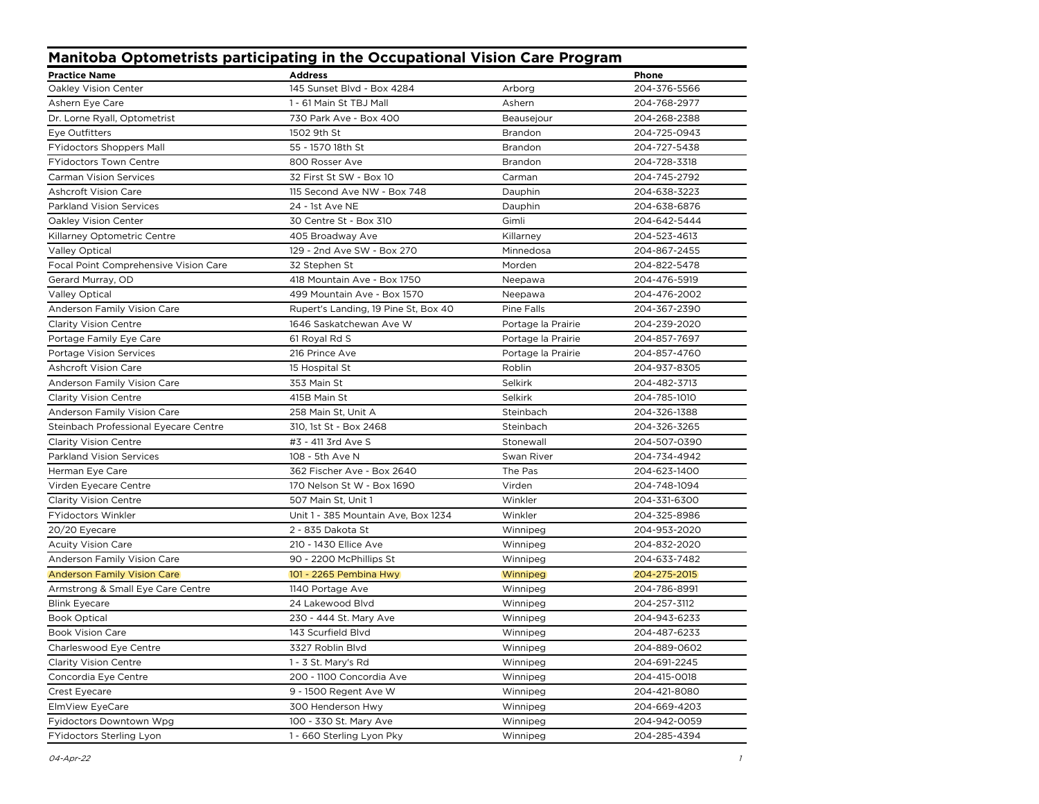# Manitoba Optometrists participating in the Occupational Vision Care Program

| Practice Name | Address | | Phone |
|---|---|---|---|
| Oakley Vision Center | 145 Sunset Blvd - Box 4284 | Arborg | 204-376-5566 |
| Ashern Eye Care | 1 - 61 Main St TBJ Mall | Ashern | 204-768-2977 |
| Dr. Lorne Ryall, Optometrist | 730 Park Ave - Box 400 | Beausejour | 204-268-2388 |
| Eye Outfitters | 1502 9th St | Brandon | 204-725-0943 |
| FYidoctors Shoppers Mall | 55 - 1570 18th St | Brandon | 204-727-5438 |
| FYidoctors Town Centre | 800 Rosser Ave | Brandon | 204-728-3318 |
| Carman Vision Services | 32 First St SW - Box 10 | Carman | 204-745-2792 |
| Ashcroft Vision Care | 115 Second Ave NW - Box 748 | Dauphin | 204-638-3223 |
| Parkland Vision Services | 24 - 1st Ave NE | Dauphin | 204-638-6876 |
| Oakley Vision Center | 30 Centre St - Box 310 | Gimli | 204-642-5444 |
| Killarney Optometric Centre | 405 Broadway Ave | Killarney | 204-523-4613 |
| Valley Optical | 129 - 2nd Ave SW - Box 270 | Minnedosa | 204-867-2455 |
| Focal Point Comprehensive Vision Care | 32 Stephen St | Morden | 204-822-5478 |
| Gerard Murray, OD | 418 Mountain Ave - Box 1750 | Neepawa | 204-476-5919 |
| Valley Optical | 499 Mountain Ave - Box 1570 | Neepawa | 204-476-2002 |
| Anderson Family Vision Care | Rupert's Landing, 19 Pine St, Box 40 | Pine Falls | 204-367-2390 |
| Clarity Vision Centre | 1646 Saskatchewan Ave W | Portage la Prairie | 204-239-2020 |
| Portage Family Eye Care | 61 Royal Rd S | Portage la Prairie | 204-857-7697 |
| Portage Vision Services | 216 Prince Ave | Portage la Prairie | 204-857-4760 |
| Ashcroft Vision Care | 15 Hospital St | Roblin | 204-937-8305 |
| Anderson Family Vision Care | 353 Main St | Selkirk | 204-482-3713 |
| Clarity Vision Centre | 415B Main St | Selkirk | 204-785-1010 |
| Anderson Family Vision Care | 258 Main St, Unit A | Steinbach | 204-326-1388 |
| Steinbach Professional Eyecare Centre | 310, 1st St - Box 2468 | Steinbach | 204-326-3265 |
| Clarity Vision Centre | #3 - 411 3rd Ave S | Stonewall | 204-507-0390 |
| Parkland Vision Services | 108 - 5th Ave N | Swan River | 204-734-4942 |
| Herman Eye Care | 362 Fischer Ave - Box 2640 | The Pas | 204-623-1400 |
| Virden Eyecare Centre | 170 Nelson St W - Box 1690 | Virden | 204-748-1094 |
| Clarity Vision Centre | 507 Main St, Unit 1 | Winkler | 204-331-6300 |
| FYidoctors Winkler | Unit 1 - 385 Mountain Ave, Box 1234 | Winkler | 204-325-8986 |
| 20/20 Eyecare | 2 - 835 Dakota St | Winnipeg | 204-953-2020 |
| Acuity Vision Care | 210 - 1430 Ellice Ave | Winnipeg | 204-832-2020 |
| Anderson Family Vision Care | 90 - 2200 McPhillips St | Winnipeg | 204-633-7482 |
| Anderson Family Vision Care | 101 - 2265 Pembina Hwy | Winnipeg | 204-275-2015 |
| Armstrong & Small Eye Care Centre | 1140 Portage Ave | Winnipeg | 204-786-8991 |
| Blink Eyecare | 24 Lakewood Blvd | Winnipeg | 204-257-3112 |
| Book Optical | 230 - 444 St. Mary Ave | Winnipeg | 204-943-6233 |
| Book Vision Care | 143 Scurfield Blvd | Winnipeg | 204-487-6233 |
| Charleswood Eye Centre | 3327 Roblin Blvd | Winnipeg | 204-889-0602 |
| Clarity Vision Centre | 1 - 3 St. Mary's Rd | Winnipeg | 204-691-2245 |
| Concordia Eye Centre | 200 - 1100 Concordia Ave | Winnipeg | 204-415-0018 |
| Crest Eyecare | 9 - 1500 Regent Ave W | Winnipeg | 204-421-8080 |
| ElmView EyeCare | 300 Henderson Hwy | Winnipeg | 204-669-4203 |
| Fyidoctors Downtown Wpg | 100 - 330 St. Mary Ave | Winnipeg | 204-942-0059 |
| FYidoctors Sterling Lyon | 1 - 660 Sterling Lyon Pky | Winnipeg | 204-285-4394 |

*04-Apr-22*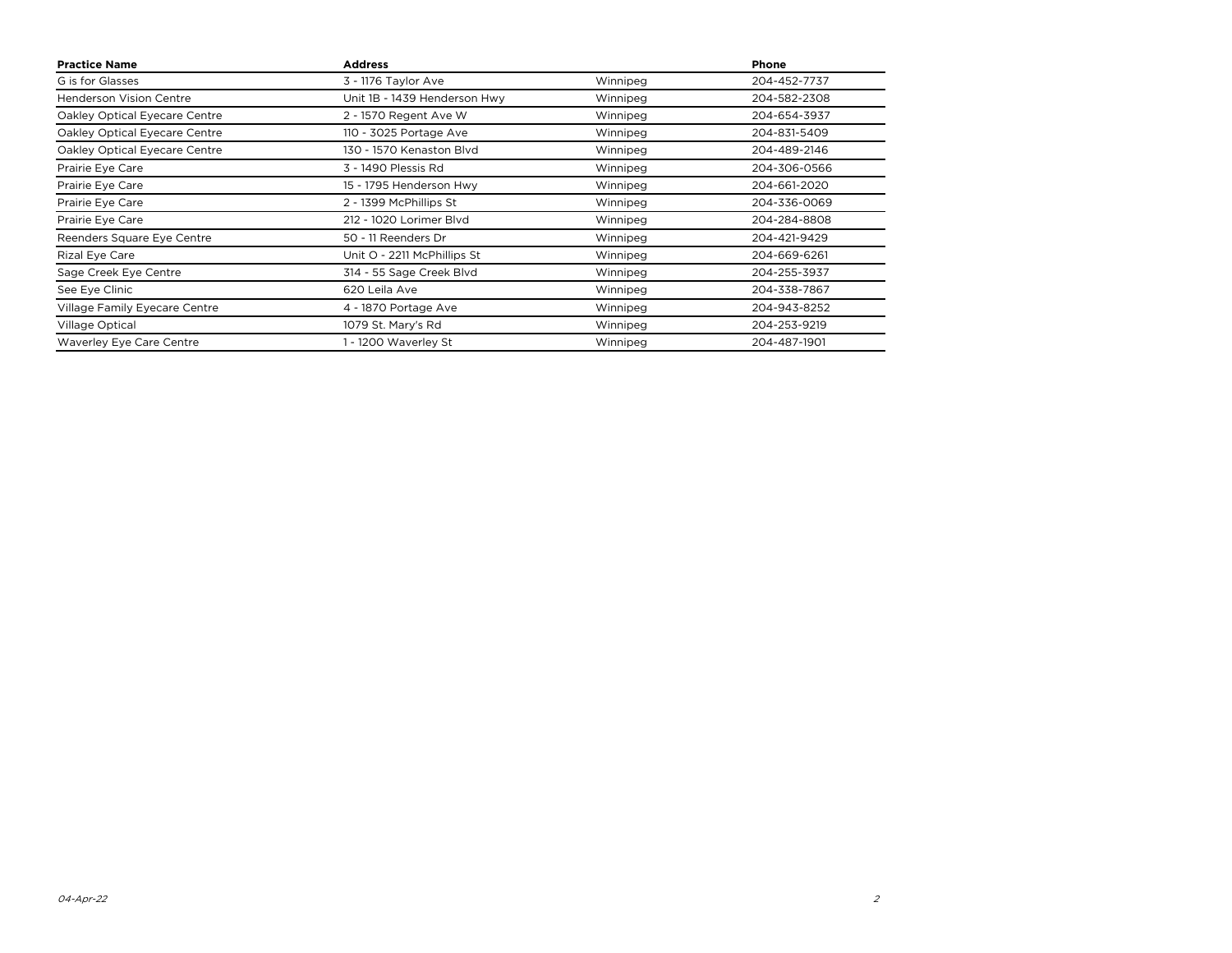| Practice Name | Address | | Phone |
|---|---|---|---|
| G is for Glasses | 3 - 1176 Taylor Ave | Winnipeg | 204-452-7737 |
| Henderson Vision Centre | Unit 1B - 1439 Henderson Hwy | Winnipeg | 204-582-2308 |
| Oakley Optical Eyecare Centre | 2 - 1570 Regent Ave W | Winnipeg | 204-654-3937 |
| Oakley Optical Eyecare Centre | 110 - 3025 Portage Ave | Winnipeg | 204-831-5409 |
| Oakley Optical Eyecare Centre | 130 - 1570 Kenaston Blvd | Winnipeg | 204-489-2146 |
| Prairie Eye Care | 3 - 1490 Plessis Rd | Winnipeg | 204-306-0566 |
| Prairie Eye Care | 15 - 1795 Henderson Hwy | Winnipeg | 204-661-2020 |
| Prairie Eye Care | 2 - 1399 McPhillips St | Winnipeg | 204-336-0069 |
| Prairie Eye Care | 212 - 1020 Lorimer Blvd | Winnipeg | 204-284-8808 |
| Reenders Square Eye Centre | 50 - 11 Reenders Dr | Winnipeg | 204-421-9429 |
| Rizal Eye Care | Unit O - 2211 McPhillips St | Winnipeg | 204-669-6261 |
| Sage Creek Eye Centre | 314 - 55 Sage Creek Blvd | Winnipeg | 204-255-3937 |
| See Eye Clinic | 620 Leila Ave | Winnipeg | 204-338-7867 |
| Village Family Eyecare Centre | 4 - 1870 Portage Ave | Winnipeg | 204-943-8252 |
| Village Optical | 1079 St. Mary's Rd | Winnipeg | 204-253-9219 |
| Waverley Eye Care Centre | 1 - 1200 Waverley St | Winnipeg | 204-487-1901 |

*04-Apr-22*